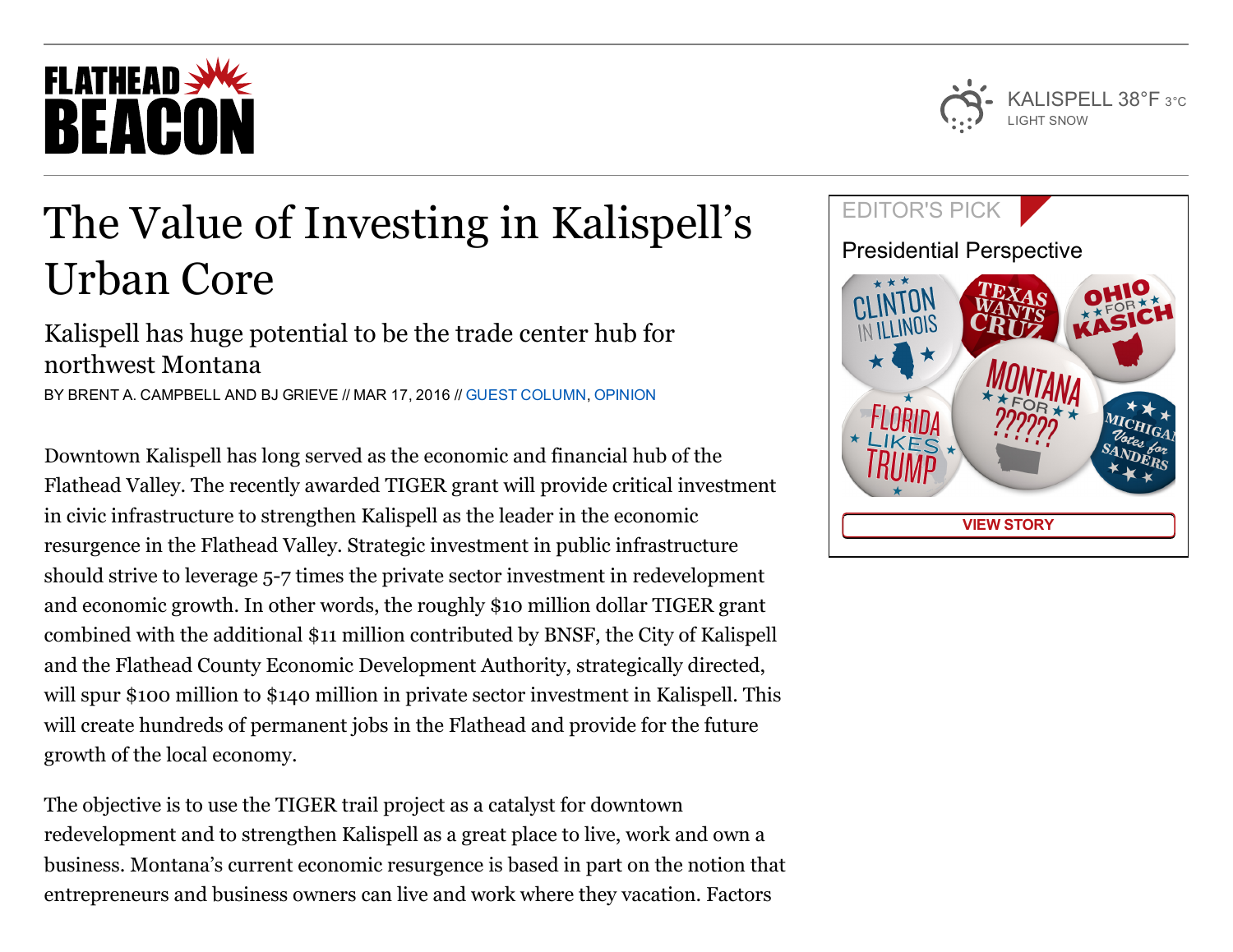# The Value of Investing in Kalispell's Urban Core

## Kalispell has huge potential to be the trade center hub for northwest Montana

BY BRENT A. CAMPBELL AND BJ GRIEVE // MAR 17, 2016 // GUEST COLUMN, OPINION

Downtown Kalispell has long served as the economic and financial hub of the Flathead Valley. The recently awarded TIGER grant will provide critical investment in civic infrastructure to strengthen Kalispell as the leader in the economic resurgence in the Flathead Valley. Strategic investment in public infrastructure should strive to leverage 5-7 times the private sector investment in redevelopment and economic growth. In other words, the roughly $10 million dollar TIGER grant combined with the additional $11 million contributed by BNSF, the City of Kalispell and the Flathead County Economic Development Authority, strategically directed, will spur $100 million to $140 million in private sector investment in Kalispell. This will create hundreds of permanent jobs in the Flathead and provide for the future growth of the local economy.

The objective is to use the TIGER trail project as a catalyst for downtown redevelopment and to strengthen Kalispell as a great place to live, work and own a business. Montana's current economic resurgence is based in part on the notion that entrepreneurs and business owners can live and work where they vacation. Factors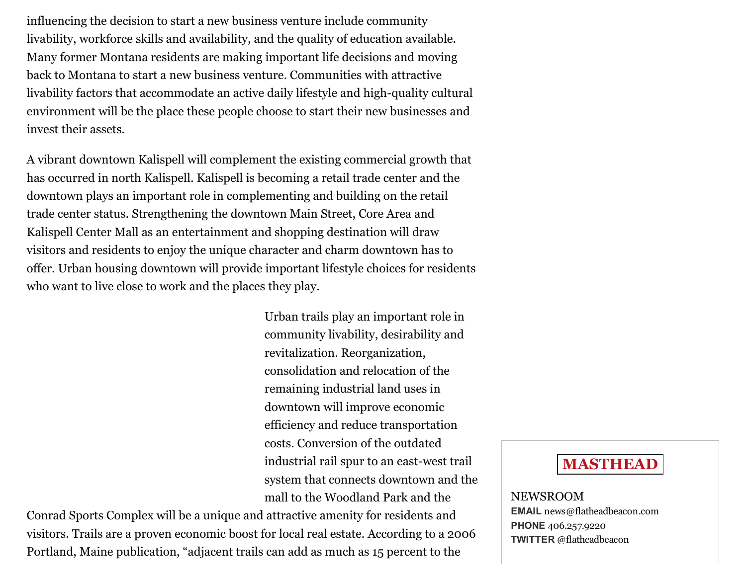influencing the decision to start a new business venture include community livability, workforce skills and availability, and the quality of education available. Many former Montana residents are making important life decisions and moving back to Montana to start a new business venture. Communities with attractive livability factors that accommodate an active daily lifestyle and high-quality cultural environment will be the place these people choose to start their new businesses and invest their assets.

A vibrant downtown Kalispell will complement the existing commercial growth that has occurred in north Kalispell. Kalispell is becoming a retail trade center and the downtown plays an important role in complementing and building on the retail trade center status. Strengthening the downtown Main Street, Core Area and Kalispell Center Mall as an entertainment and shopping destination will draw visitors and residents to enjoy the unique character and charm downtown has to offer. Urban housing downtown will provide important lifestyle choices for residents who want to live close to work and the places they play.

Urban trails play an important role in community livability, desirability and revitalization. Reorganization, consolidation and relocation of the remaining industrial land uses in downtown will improve economic efficiency and reduce transportation costs. Conversion of the outdated industrial rail spur to an east-west trail system that connects downtown and the mall to the Woodland Park and the Conrad Sports Complex will be a unique and attractive amenity for residents and visitors. Trails are a proven economic boost for local real estate. According to a 2006 Portland, Maine publication, "adjacent trails can add as much as 15 percent to the

**MASTHEAD**

NEWSROOM
**EMAIL** news@flatheadbeacon.com
**PHONE** 406.257.9220
**TWITTER** @flatheadbeacon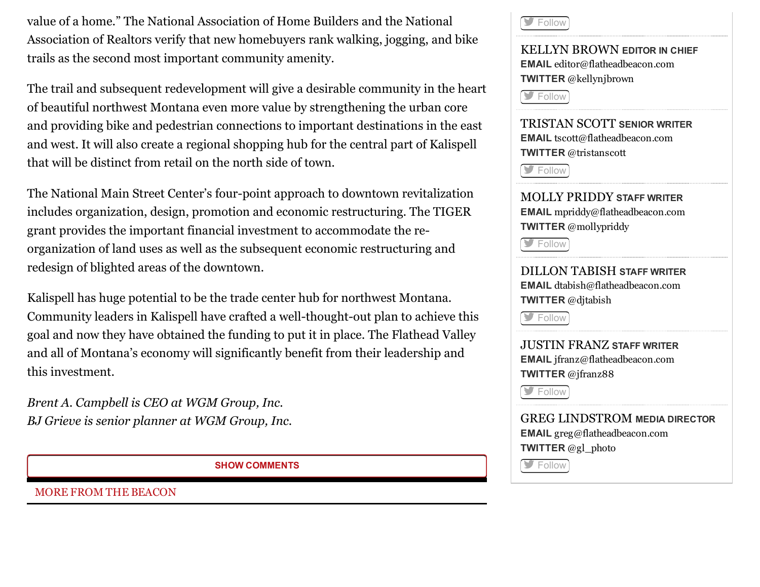value of a home." The National Association of Home Builders and the National Association of Realtors verify that new homebuyers rank walking, jogging, and bike trails as the second most important community amenity.

The trail and subsequent redevelopment will give a desirable community in the heart of beautiful northwest Montana even more value by strengthening the urban core and providing bike and pedestrian connections to important destinations in the east and west. It will also create a regional shopping hub for the central part of Kalispell that will be distinct from retail on the north side of town.

The National Main Street Center's four-point approach to downtown revitalization includes organization, design, promotion and economic restructuring. The TIGER grant provides the important financial investment to accommodate the re-organization of land uses as well as the subsequent economic restructuring and redesign of blighted areas of the downtown.

Kalispell has huge potential to be the trade center hub for northwest Montana. Community leaders in Kalispell have crafted a well-thought-out plan to achieve this goal and now they have obtained the funding to put it in place. The Flathead Valley and all of Montana's economy will significantly benefit from their leadership and this investment.

*Brent A. Campbell is CEO at WGM Group, Inc.*
*BJ Grieve is senior planner at WGM Group, Inc.*

SHOW COMMENTS

MORE FROM THE BEACON

Follow

KELLYN BROWN **EDITOR IN CHIEF**
**EMAIL** editor@flatheadbeacon.com
**TWITTER** @kellynjbrown
Follow

TRISTAN SCOTT **SENIOR WRITER**
**EMAIL** tscott@flatheadbeacon.com
**TWITTER** @tristanscott
Follow

MOLLY PRIDDY **STAFF WRITER**
**EMAIL** mpriddy@flatheadbeacon.com
**TWITTER** @mollypriddy
Follow

DILLON TABISH **STAFF WRITER**
**EMAIL** dtabish@flatheadbeacon.com
**TWITTER** @djtabish
Follow

JUSTIN FRANZ **STAFF WRITER**
**EMAIL** jfranz@flatheadbeacon.com
**TWITTER** @jfranz88
Follow

GREG LINDSTROM **MEDIA DIRECTOR**
**EMAIL** greg@flatheadbeacon.com
**TWITTER** @gl_photo
Follow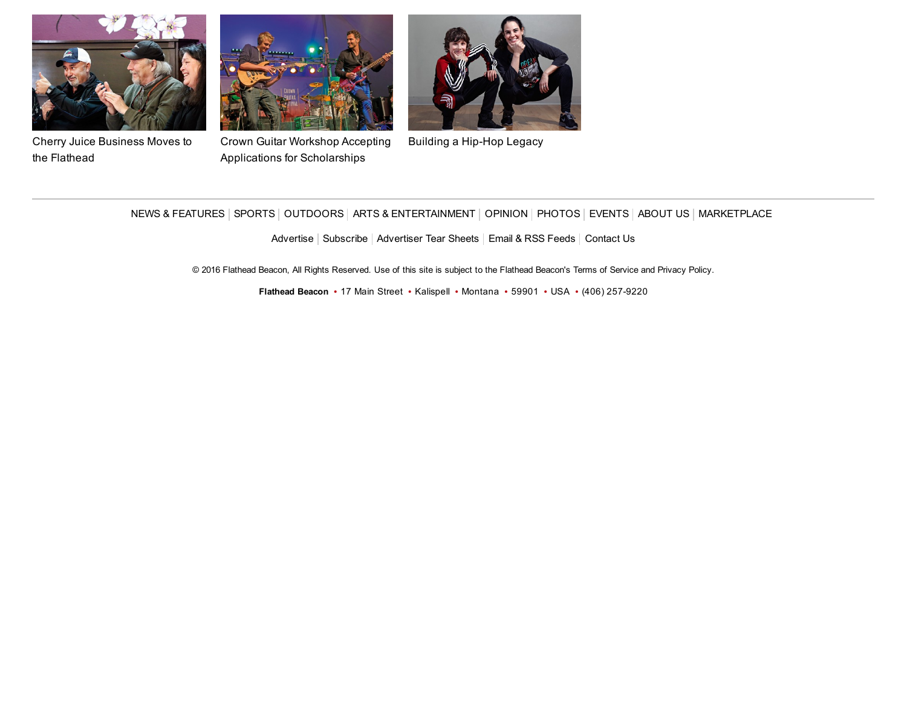Cherry Juice Business Moves to the Flathead

Crown Guitar Workshop Accepting Applications for Scholarships

Building a Hip-Hop Legacy

---

NEWS & FEATURES | SPORTS | OUTDOORS | ARTS & ENTERTAINMENT | OPINION | PHOTOS | EVENTS | ABOUT US | MARKETPLACE

Advertise | Subscribe | Advertiser Tear Sheets | Email & RSS Feeds | Contact Us

© 2016 Flathead Beacon, All Rights Reserved. Use of this site is subject to the Flathead Beacon's Terms of Service and Privacy Policy.

**Flathead Beacon** • 17 Main Street • Kalispell • Montana • 59901 • USA • (406) 257-9220